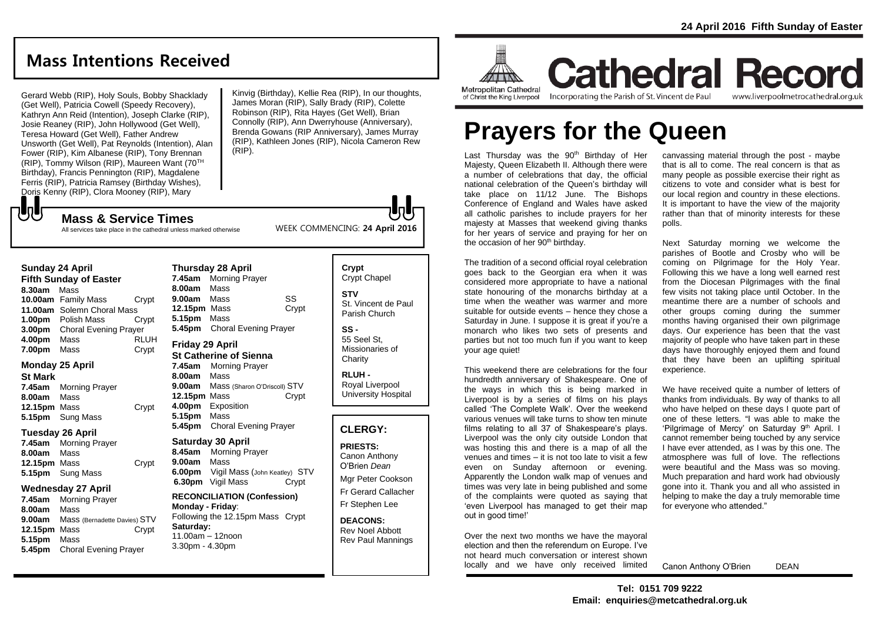24 April 2016 Fifth Sunday of Easter

## Mass Intentions Received

Gerard Webb (RIP), Holy Souls, Bobby Shacklady (Get Well), Patricia Cowell (Speedy Recovery), Kathryn Ann Reid (Intention), Joseph Clarke (RIP), Josie Reaney (RIP), John Hollywood (Get Well), Teresa Howard (Get Well), Father Andrew Unsworth (Get Well), Pat Reynolds (Intention), Alan Fower (RIP), Kim Albanese (RIP), Tony Brennan (RIP), Tommy Wilson (RIP), Maureen Want (70TH Birthday), Francis Pennington (RIP), Magdalene Ferris (RIP), Patricia Ramsey (Birthday Wishes), Doris Kenny (RIP), Clora Mooney (RIP), Mary Kinvig (Birthday), Kellie Rea (RIP), In our thoughts, James Moran (RIP), Sally Brady (RIP), Colette Robinson (RIP), Rita Hayes (Get Well), Brian Connolly (RIP), Ann Dwerryhouse (Anniversary), Brenda Gowans (RIP Anniversary), James Murray (RIP), Kathleen Jones (RIP), Nicola Cameron Rew (RIP).

## Mass & Service Times

All services take place in the cathedral unless marked otherwise

WEEK COMMENCING: **24 April 2016**

### Sunday 24 April
**Fifth Sunday of Easter**

**8.30am** Mass
**10.00am** Family Mass Crypt
**11.00am** Solemn Choral Mass
**1.00pm** Polish Mass Crypt
**3.00pm** Choral Evening Prayer
**4.00pm** Mass RLUH
**7.00pm** Mass Crypt

### Monday 25 April
**St Mark**

**7.45am** Morning Prayer
**8.00am** Mass
**12.15pm** Mass Crypt
**5.15pm** Sung Mass

### Tuesday 26 April

**7.45am** Morning Prayer
**8.00am** Mass
**12.15pm** Mass Crypt
**5.15pm** Sung Mass

### Wednesday 27 April

**7.45am** Morning Prayer
**8.00am** Mass
**9.00am** Mass (Bernadette Davies) STV
**12.15pm** Mass Crypt
**5.15pm** Mass
**5.45pm** Choral Evening Prayer

### Thursday 28 April

**7.45am** Morning Prayer
**8.00am** Mass
**9.00am** Mass SS
**12.15pm** Mass Crypt
**5.15pm** Mass
**5.45pm** Choral Evening Prayer

### Friday 29 April
**St Catherine of Sienna**

**7.45am** Morning Prayer
**8.00am** Mass
**9.00am** Mass (Sharon O'Driscoll) STV
**12.15pm** Mass Crypt
**4.00pm** Exposition
**5.15pm** Mass
**5.45pm** Choral Evening Prayer

### Saturday 30 April

**8.45am** Morning Prayer
**9.00am** Mass
**6.00pm** Vigil Mass (John Keatley) STV
**6.30pm** Vigil Mass Crypt

**RECONCILIATION (Confession)**
**Monday - Friday**:
Following the 12.15pm Mass Crypt
**Saturday:**
11.00am – 12noon
3.30pm - 4.30pm

**Crypt**
Crypt Chapel

**STV**
St. Vincent de Paul Parish Church

**SS -**
55 Seel St, Missionaries of Charity

**RLUH -**
Royal Liverpool University Hospital

## CLERGY:

**PRIESTS:**
Canon Anthony O'Brien *Dean*
Mgr Peter Cookson
Fr Gerard Callacher
Fr Stephen Lee

**DEACONS:**
Rev Noel Abbott
Rev Paul Mannings

Metropolitan Cathedral of Christ the King Liverpool

# Cathedral Record

Incorporating the Parish of St. Vincent de Paul www.liverpoolmetrocathedral.org.uk

# Prayers for the Queen

Last Thursday was the 90th Birthday of Her Majesty, Queen Elizabeth II. Although there were a number of celebrations that day, the official national celebration of the Queen's birthday will take place on 11/12 June. The Bishops Conference of England and Wales have asked all catholic parishes to include prayers for her majesty at Masses that weekend giving thanks for her years of service and praying for her on the occasion of her 90th birthday.

The tradition of a second official royal celebration goes back to the Georgian era when it was considered more appropriate to have a national state honouring of the monarchs birthday at a time when the weather was warmer and more suitable for outside events – hence they chose a Saturday in June. I suppose it is great if you're a monarch who likes two sets of presents and parties but not too much fun if you want to keep your age quiet!

This weekend there are celebrations for the four hundredth anniversary of Shakespeare. One of the ways in which this is being marked in Liverpool is by a series of films on his plays called 'The Complete Walk'. Over the weekend various venues will take turns to show ten minute films relating to all 37 of Shakespeare's plays. Liverpool was the only city outside London that was hosting this and there is a map of all the venues and times – it is not too late to visit a few even on Sunday afternoon or evening. Apparently the London walk map of venues and times was very late in being published and some of the complaints were quoted as saying that 'even Liverpool has managed to get their map out in good time!'

Over the next two months we have the mayoral election and then the referendum on Europe. I've not heard much conversation or interest shown locally and we have only received limited canvassing material through the post - maybe that is all to come. The real concern is that as many people as possible exercise their right as citizens to vote and consider what is best for our local region and country in these elections. It is important to have the view of the majority rather than that of minority interests for these polls.

Next Saturday morning we welcome the parishes of Bootle and Crosby who will be coming on Pilgrimage for the Holy Year. Following this we have a long well earned rest from the Diocesan Pilgrimages with the final few visits not taking place until October. In the meantime there are a number of schools and other groups coming during the summer months having organised their own pilgrimage days. Our experience has been that the vast majority of people who have taken part in these days have thoroughly enjoyed them and found that they have been an uplifting spiritual experience.

We have received quite a number of letters of thanks from individuals. By way of thanks to all who have helped on these days I quote part of one of these letters. "I was able to make the 'Pilgrimage of Mercy' on Saturday 9th April. I cannot remember being touched by any service I have ever attended, as I was by this one. The atmosphere was full of love. The reflections were beautiful and the Mass was so moving. Much preparation and hard work had obviously gone into it. Thank you and all who assisted in helping to make the day a truly memorable time for everyone who attended."

Canon Anthony O'Brien DEAN

**Tel: 0151 709 9222**
**Email: enquiries@metcathedral.org.uk**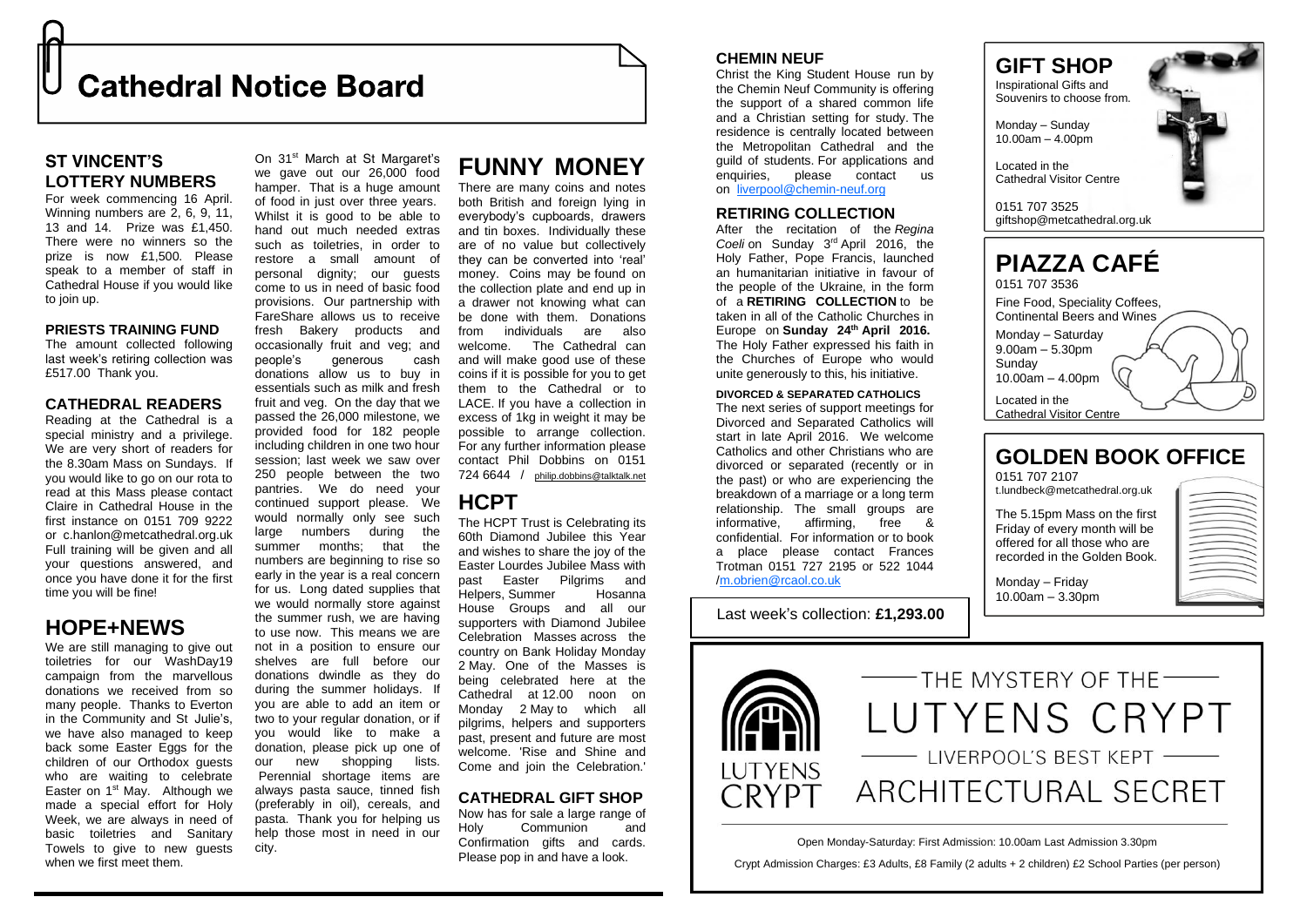# Cathedral Notice Board

## ST VINCENT'S LOTTERY NUMBERS

For week commencing 16 April. Winning numbers are 2, 6, 9, 11, 13 and 14. Prize was £1,450. There were no winners so the prize is now £1,500. Please speak to a member of staff in Cathedral House if you would like to join up.

### PRIESTS TRAINING FUND

The amount collected following last week's retiring collection was £517.00 Thank you.

### CATHEDRAL READERS

Reading at the Cathedral is a special ministry and a privilege. We are very short of readers for the 8.30am Mass on Sundays. If you would like to go on our rota to read at this Mass please contact Claire in Cathedral House in the first instance on 0151 709 9222 or c.hanlon@metcathedral.org.uk Full training will be given and all your questions answered, and once you have done it for the first time you will be fine!

## HOPE+NEWS

We are still managing to give out toiletries for our WashDay19 campaign from the marvellous donations we received from so many people. Thanks to Everton in the Community and St Julie's, we have also managed to keep back some Easter Eggs for the children of our Orthodox guests who are waiting to celebrate Easter on 1st May. Although we made a special effort for Holy Week, we are always in need of basic toiletries and Sanitary Towels to give to new guests when we first meet them.

On 31st March at St Margaret's we gave out our 26,000 food hamper. That is a huge amount of food in just over three years. Whilst it is good to be able to hand out much needed extras such as toiletries, in order to restore a small amount of personal dignity; our guests come to us in need of basic food provisions. Our partnership with FareShare allows us to receive fresh Bakery products and occasionally fruit and veg; and people's generous cash donations allow us to buy in essentials such as milk and fresh fruit and veg. On the day that we passed the 26,000 milestone, we provided food for 182 people including children in one two hour session; last week we saw over 250 people between the two pantries. We do need your continued support please. We would normally only see such large numbers during the summer months; that the numbers are beginning to rise so early in the year is a real concern for us. Long dated supplies that we would normally store against the summer rush, we are having to use now. This means we are not in a position to ensure our shelves are full before our donations dwindle as they do during the summer holidays. If you are able to add an item or two to your regular donation, or if you would like to make a donation, please pick up one of our new shopping lists. Perennial shortage items are always pasta sauce, tinned fish (preferably in oil), cereals, and pasta. Thank you for helping us help those most in need in our city.

## FUNNY MONEY

There are many coins and notes both British and foreign lying in everybody's cupboards, drawers and tin boxes. Individually these are of no value but collectively they can be converted into 'real' money. Coins may be found on the collection plate and end up in a drawer not knowing what can be done with them. Donations from individuals are also welcome. The Cathedral can and will make good use of these coins if it is possible for you to get them to the Cathedral or to LACE. If you have a collection in excess of 1kg in weight it may be possible to arrange collection. For any further information please contact Phil Dobbins on 0151 724 6644 / philip.dobbins@talktalk.net

## HCPT

The HCPT Trust is Celebrating its 60th Diamond Jubilee this Year and wishes to share the joy of the Easter Lourdes Jubilee Mass with past Easter Pilgrims and Helpers, Summer Hosanna House Groups and all our supporters with Diamond Jubilee Celebration Masses across the country on Bank Holiday Monday 2 May. One of the Masses is being celebrated here at the Cathedral at 12.00 noon on Monday 2 May to which all pilgrims, helpers and supporters past, present and future are most welcome. 'Rise and Shine and Come and join the Celebration.'

### CATHEDRAL GIFT SHOP

Now has for sale a large range of Holy Communion and Confirmation gifts and cards. Please pop in and have a look.

### CHEMIN NEUF

Christ the King Student House run by the Chemin Neuf Community is offering the support of a shared common life and a Christian setting for study. The residence is centrally located between the Metropolitan Cathedral and the guild of students. For applications and enquiries, please contact us on liverpool@chemin-neuf.org

### RETIRING COLLECTION

After the recitation of the *Regina Coeli* on Sunday 3rd April 2016, the Holy Father, Pope Francis, launched an humanitarian initiative in favour of the people of the Ukraine, in the form of a **RETIRING COLLECTION** to be taken in all of the Catholic Churches in Europe on **Sunday 24th April 2016.** The Holy Father expressed his faith in the Churches of Europe who would unite generously to this, his initiative.

#### DIVORCED & SEPARATED CATHOLICS

The next series of support meetings for Divorced and Separated Catholics will start in late April 2016. We welcome Catholics and other Christians who are divorced or separated (recently or in the past) or who are experiencing the breakdown of a marriage or a long term relationship. The small groups are informative, affirming, free & confidential. For information or to book a place please contact Frances Trotman 0151 727 2195 or 522 1044 /m.obrien@rcaol.co.uk

Last week's collection: **£1,293.00**

## GIFT SHOP

Inspirational Gifts and Souvenirs to choose from.

Monday – Sunday
10.00am – 4.00pm

Located in the Cathedral Visitor Centre

0151 707 3525
giftshop@metcathedral.org.uk

## PIAZZA CAFÉ

0151 707 3536

Fine Food, Speciality Coffees, Continental Beers and Wines

Monday – Saturday
9.00am – 5.30pm
Sunday
10.00am – 4.00pm

Located in the Cathedral Visitor Centre

## GOLDEN BOOK OFFICE

0151 707 2107
t.lundbeck@metcathedral.org.uk

The 5.15pm Mass on the first Friday of every month will be offered for all those who are recorded in the Golden Book.

Monday – Friday
10.00am – 3.30pm

## THE MYSTERY OF THE LUTYENS CRYPT

LUTYENS CRYPT

LIVERPOOL'S BEST KEPT ARCHITECTURAL SECRET

Open Monday-Saturday: First Admission: 10.00am Last Admission 3.30pm

Crypt Admission Charges: £3 Adults, £8 Family (2 adults + 2 children) £2 School Parties (per person)